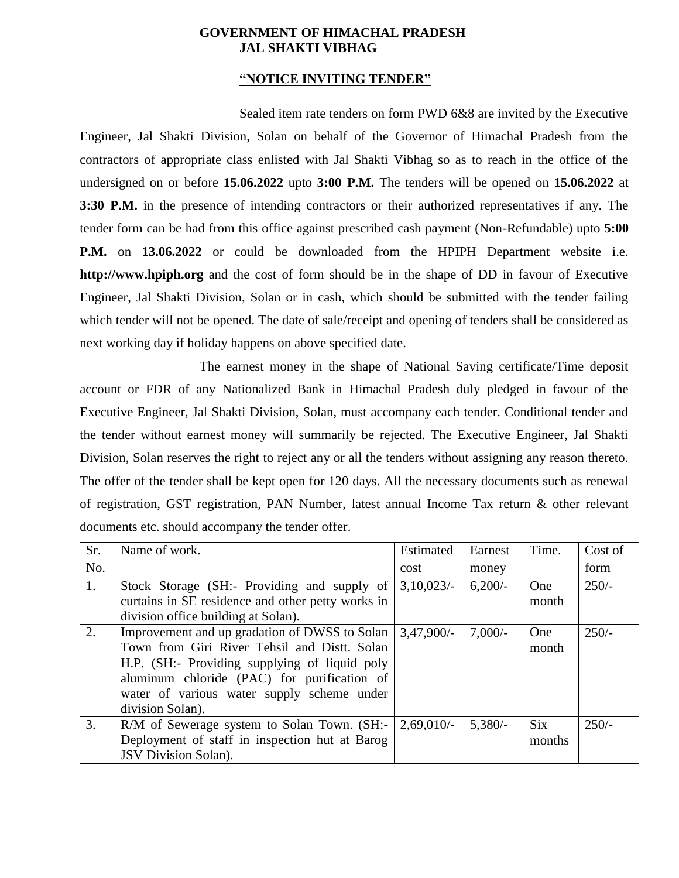**GOVERNMENT OF HIMACHAL PRADESH**
**JAL SHAKTI VIBHAG**

## **"NOTICE INVITING TENDER"**

Sealed item rate tenders on form PWD 6&8 are invited by the Executive Engineer, Jal Shakti Division, Solan on behalf of the Governor of Himachal Pradesh from the contractors of appropriate class enlisted with Jal Shakti Vibhag so as to reach in the office of the undersigned on or before **15.06.2022** upto **3:00 P.M.** The tenders will be opened on **15.06.2022** at **3:30 P.M.** in the presence of intending contractors or their authorized representatives if any. The tender form can be had from this office against prescribed cash payment (Non-Refundable) upto **5:00 P.M.** on **13.06.2022** or could be downloaded from the HPIPH Department website i.e. **http://www.hpiph.org** and the cost of form should be in the shape of DD in favour of Executive Engineer, Jal Shakti Division, Solan or in cash, which should be submitted with the tender failing which tender will not be opened. The date of sale/receipt and opening of tenders shall be considered as next working day if holiday happens on above specified date.

The earnest money in the shape of National Saving certificate/Time deposit account or FDR of any Nationalized Bank in Himachal Pradesh duly pledged in favour of the Executive Engineer, Jal Shakti Division, Solan, must accompany each tender. Conditional tender and the tender without earnest money will summarily be rejected. The Executive Engineer, Jal Shakti Division, Solan reserves the right to reject any or all the tenders without assigning any reason thereto. The offer of the tender shall be kept open for 120 days. All the necessary documents such as renewal of registration, GST registration, PAN Number, latest annual Income Tax return & other relevant documents etc. should accompany the tender offer.

| Sr. No. | Name of work. | Estimated cost | Earnest money | Time. | Cost of form |
|---|---|---|---|---|---|
| 1. | Stock Storage (SH:- Providing and supply of curtains in SE residence and other petty works in division office building at Solan). | 3,10,023/- | 6,200/- | One month | 250/- |
| 2. | Improvement and up gradation of DWSS to Solan Town from Giri River Tehsil and Distt. Solan H.P. (SH:- Providing supplying of liquid poly aluminum chloride (PAC) for purification of water of various water supply scheme under division Solan). | 3,47,900/- | 7,000/- | One month | 250/- |
| 3. | R/M of Sewerage system to Solan Town. (SH:- Deployment of staff in inspection hut at Barog JSV Division Solan). | 2,69,010/- | 5,380/- | Six months | 250/- |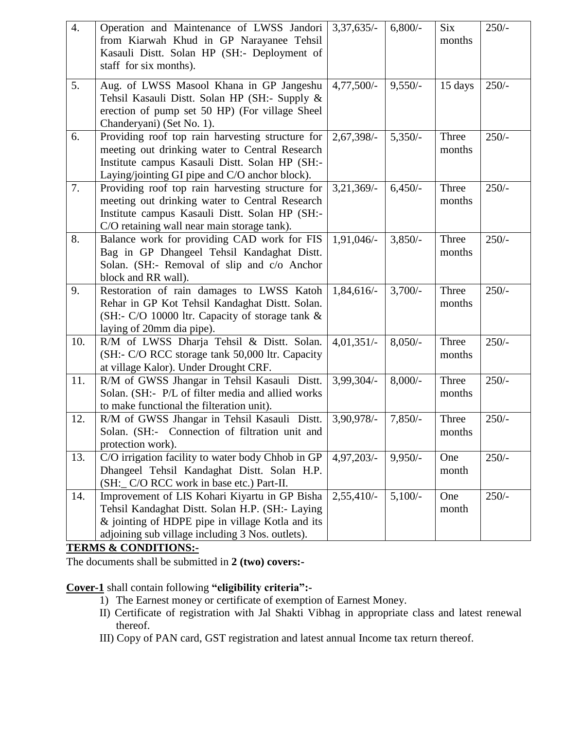| 4. | Operation and Maintenance of LWSS Jandori from Kiarwah Khud in GP Narayanee Tehsil Kasauli Distt. Solan HP (SH:- Deployment of staff for six months). | 3,37,635/- | 6,800/- | Six months | 250/- |
|---|---|---|---|---|---|
| 5. | Aug. of LWSS Masool Khana in GP Jangeshu Tehsil Kasauli Distt. Solan HP (SH:- Supply & erection of pump set 50 HP) (For village Sheel Chanderyani) (Set No. 1). | 4,77,500/- | 9,550/- | 15 days | 250/- |
| 6. | Providing roof top rain harvesting structure for meeting out drinking water to Central Research Institute campus Kasauli Distt. Solan HP (SH:- Laying/jointing GI pipe and C/O anchor block). | 2,67,398/- | 5,350/- | Three months | 250/- |
| 7. | Providing roof top rain harvesting structure for meeting out drinking water to Central Research Institute campus Kasauli Distt. Solan HP (SH:- C/O retaining wall near main storage tank). | 3,21,369/- | 6,450/- | Three months | 250/- |
| 8. | Balance work for providing CAD work for FIS Bag in GP Dhangeel Tehsil Kandaghat Distt. Solan. (SH:- Removal of slip and c/o Anchor block and RR wall). | 1,91,046/- | 3,850/- | Three months | 250/- |
| 9. | Restoration of rain damages to LWSS Katoh Rehar in GP Kot Tehsil Kandaghat Distt. Solan. (SH:- C/O 10000 ltr. Capacity of storage tank & laying of 20mm dia pipe). | 1,84,616/- | 3,700/- | Three months | 250/- |
| 10. | R/M of LWSS Dharja Tehsil & Distt. Solan. (SH:- C/O RCC storage tank 50,000 ltr. Capacity at village Kalor). Under Drought CRF. | 4,01,351/- | 8,050/- | Three months | 250/- |
| 11. | R/M of GWSS Jhangar in Tehsil Kasauli Distt. Solan. (SH:- P/L of filter media and allied works to make functional the filteration unit). | 3,99,304/- | 8,000/- | Three months | 250/- |
| 12. | R/M of GWSS Jhangar in Tehsil Kasauli Distt. Solan. (SH:- Connection of filtration unit and protection work). | 3,90,978/- | 7,850/- | Three months | 250/- |
| 13. | C/O irrigation facility to water body Chhob in GP Dhangeel Tehsil Kandaghat Distt. Solan H.P. (SH:_ C/O RCC work in base etc.) Part-II. | 4,97,203/- | 9,950/- | One month | 250/- |
| 14. | Improvement of LIS Kohari Kiyartu in GP Bisha Tehsil Kandaghat Distt. Solan H.P. (SH:- Laying & jointing of HDPE pipe in village Kotla and its adjoining sub village including 3 Nos. outlets). | 2,55,410/- | 5,100/- | One month | 250/- |

**TERMS & CONDITIONS:-**

The documents shall be submitted in **2 (two) covers:-**

**Cover-1** shall contain following **"eligibility criteria":-**

1) The Earnest money or certificate of exemption of Earnest Money.

II) Certificate of registration with Jal Shakti Vibhag in appropriate class and latest renewal thereof.

III) Copy of PAN card, GST registration and latest annual Income tax return thereof.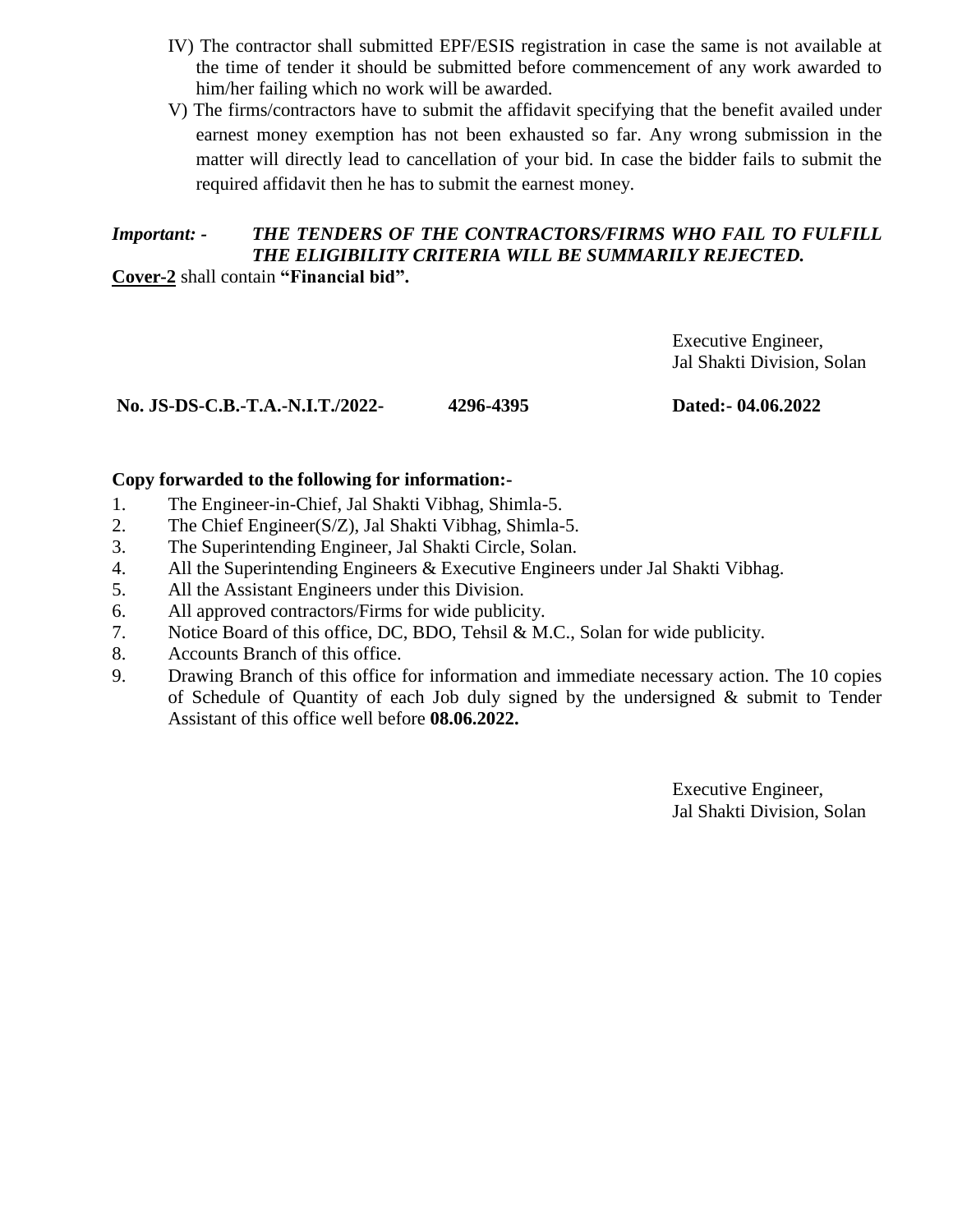IV) The contractor shall submitted EPF/ESIS registration in case the same is not available at the time of tender it should be submitted before commencement of any work awarded to him/her failing which no work will be awarded.

V) The firms/contractors have to submit the affidavit specifying that the benefit availed under earnest money exemption has not been exhausted so far. Any wrong submission in the matter will directly lead to cancellation of your bid. In case the bidder fails to submit the required affidavit then he has to submit the earnest money.

***Important: -*** ***THE TENDERS OF THE CONTRACTORS/FIRMS WHO FAIL TO FULFILL THE ELIGIBILITY CRITERIA WILL BE SUMMARILY REJECTED.***

**Cover-2** shall contain **"Financial bid".**

Executive Engineer,
Jal Shakti Division, Solan

**No. JS-DS-C.B.-T.A.-N.I.T./2022- 4296-4395 Dated:- 04.06.2022**

**Copy forwarded to the following for information:-**

1. The Engineer-in-Chief, Jal Shakti Vibhag, Shimla-5.
2. The Chief Engineer(S/Z), Jal Shakti Vibhag, Shimla-5.
3. The Superintending Engineer, Jal Shakti Circle, Solan.
4. All the Superintending Engineers & Executive Engineers under Jal Shakti Vibhag.
5. All the Assistant Engineers under this Division.
6. All approved contractors/Firms for wide publicity.
7. Notice Board of this office, DC, BDO, Tehsil & M.C., Solan for wide publicity.
8. Accounts Branch of this office.
9. Drawing Branch of this office for information and immediate necessary action. The 10 copies of Schedule of Quantity of each Job duly signed by the undersigned & submit to Tender Assistant of this office well before **08.06.2022.**

Executive Engineer,
Jal Shakti Division, Solan